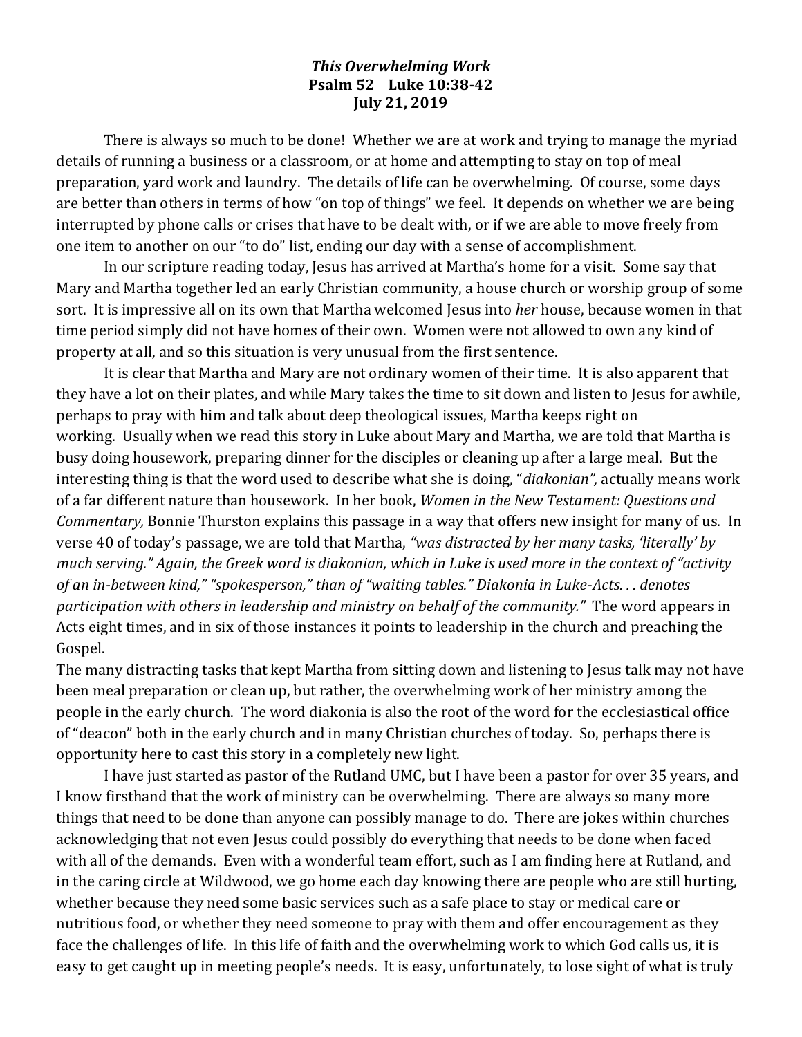# *This Overwhelming Work*
**Psalm 52 Luke 10:38-42**
**July 21, 2019**

There is always so much to be done! Whether we are at work and trying to manage the myriad details of running a business or a classroom, or at home and attempting to stay on top of meal preparation, yard work and laundry. The details of life can be overwhelming. Of course, some days are better than others in terms of how "on top of things" we feel. It depends on whether we are being interrupted by phone calls or crises that have to be dealt with, or if we are able to move freely from one item to another on our "to do" list, ending our day with a sense of accomplishment.

In our scripture reading today, Jesus has arrived at Martha's home for a visit. Some say that Mary and Martha together led an early Christian community, a house church or worship group of some sort. It is impressive all on its own that Martha welcomed Jesus into *her* house, because women in that time period simply did not have homes of their own. Women were not allowed to own any kind of property at all, and so this situation is very unusual from the first sentence.

It is clear that Martha and Mary are not ordinary women of their time. It is also apparent that they have a lot on their plates, and while Mary takes the time to sit down and listen to Jesus for awhile, perhaps to pray with him and talk about deep theological issues, Martha keeps right on working. Usually when we read this story in Luke about Mary and Martha, we are told that Martha is busy doing housework, preparing dinner for the disciples or cleaning up after a large meal. But the interesting thing is that the word used to describe what she is doing, "*diakonian",* actually means work of a far different nature than housework. In her book, *Women in the New Testament: Questions and Commentary,* Bonnie Thurston explains this passage in a way that offers new insight for many of us. In verse 40 of today's passage, we are told that Martha, *"was distracted by her many tasks, 'literally' by much serving." Again, the Greek word is diakonian, which in Luke is used more in the context of "activity of an in-between kind," "spokesperson," than of "waiting tables." Diakonia in Luke-Acts. . . denotes participation with others in leadership and ministry on behalf of the community."* The word appears in Acts eight times, and in six of those instances it points to leadership in the church and preaching the Gospel.

The many distracting tasks that kept Martha from sitting down and listening to Jesus talk may not have been meal preparation or clean up, but rather, the overwhelming work of her ministry among the people in the early church. The word diakonia is also the root of the word for the ecclesiastical office of "deacon" both in the early church and in many Christian churches of today. So, perhaps there is opportunity here to cast this story in a completely new light.

I have just started as pastor of the Rutland UMC, but I have been a pastor for over 35 years, and I know firsthand that the work of ministry can be overwhelming. There are always so many more things that need to be done than anyone can possibly manage to do. There are jokes within churches acknowledging that not even Jesus could possibly do everything that needs to be done when faced with all of the demands. Even with a wonderful team effort, such as I am finding here at Rutland, and in the caring circle at Wildwood, we go home each day knowing there are people who are still hurting, whether because they need some basic services such as a safe place to stay or medical care or nutritious food, or whether they need someone to pray with them and offer encouragement as they face the challenges of life. In this life of faith and the overwhelming work to which God calls us, it is easy to get caught up in meeting people's needs. It is easy, unfortunately, to lose sight of what is truly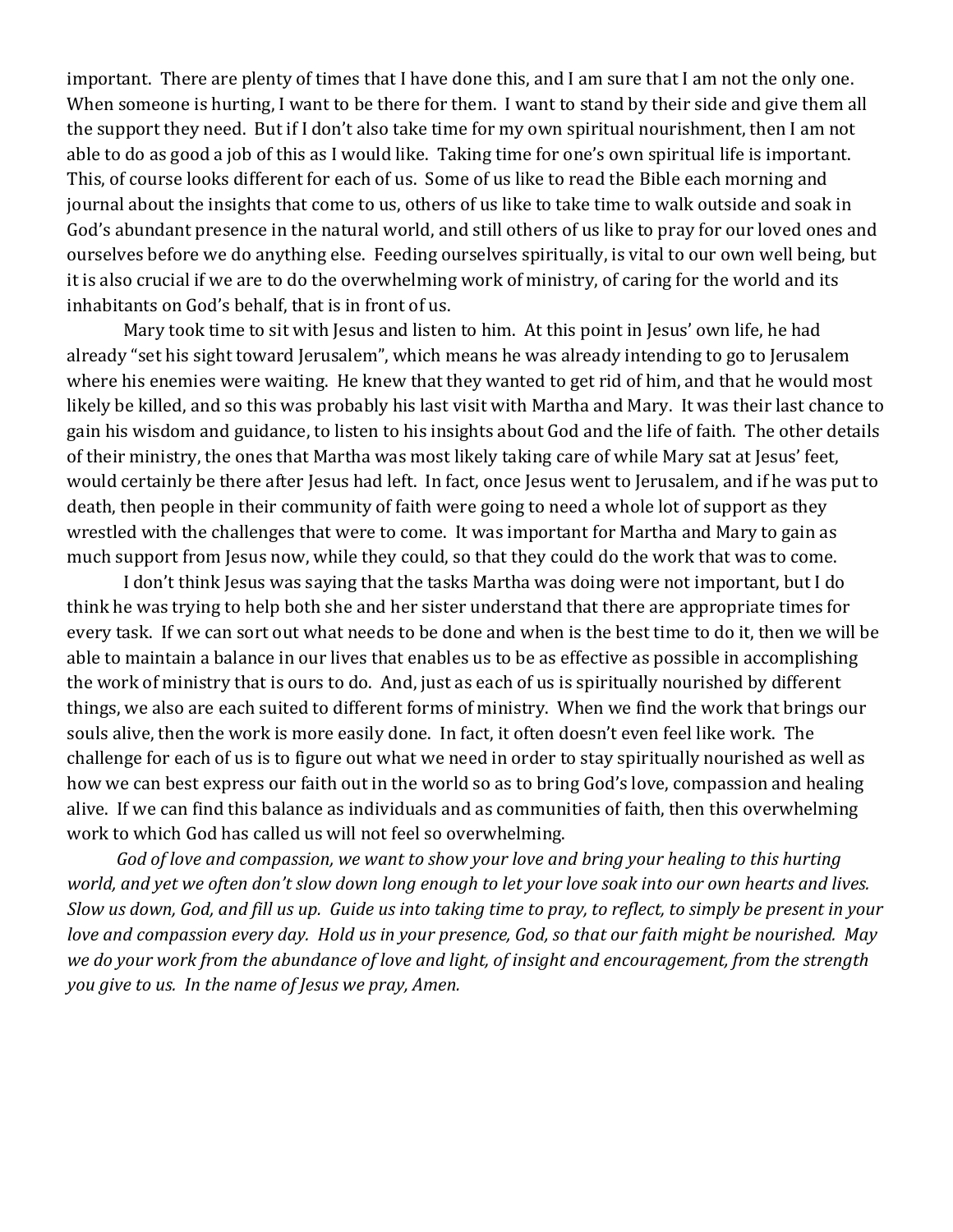important. There are plenty of times that I have done this, and I am sure that I am not the only one. When someone is hurting, I want to be there for them. I want to stand by their side and give them all the support they need. But if I don't also take time for my own spiritual nourishment, then I am not able to do as good a job of this as I would like. Taking time for one's own spiritual life is important. This, of course looks different for each of us. Some of us like to read the Bible each morning and journal about the insights that come to us, others of us like to take time to walk outside and soak in God's abundant presence in the natural world, and still others of us like to pray for our loved ones and ourselves before we do anything else. Feeding ourselves spiritually, is vital to our own well being, but it is also crucial if we are to do the overwhelming work of ministry, of caring for the world and its inhabitants on God's behalf, that is in front of us.

Mary took time to sit with Jesus and listen to him. At this point in Jesus' own life, he had already "set his sight toward Jerusalem", which means he was already intending to go to Jerusalem where his enemies were waiting. He knew that they wanted to get rid of him, and that he would most likely be killed, and so this was probably his last visit with Martha and Mary. It was their last chance to gain his wisdom and guidance, to listen to his insights about God and the life of faith. The other details of their ministry, the ones that Martha was most likely taking care of while Mary sat at Jesus' feet, would certainly be there after Jesus had left. In fact, once Jesus went to Jerusalem, and if he was put to death, then people in their community of faith were going to need a whole lot of support as they wrestled with the challenges that were to come. It was important for Martha and Mary to gain as much support from Jesus now, while they could, so that they could do the work that was to come.

I don't think Jesus was saying that the tasks Martha was doing were not important, but I do think he was trying to help both she and her sister understand that there are appropriate times for every task. If we can sort out what needs to be done and when is the best time to do it, then we will be able to maintain a balance in our lives that enables us to be as effective as possible in accomplishing the work of ministry that is ours to do. And, just as each of us is spiritually nourished by different things, we also are each suited to different forms of ministry. When we find the work that brings our souls alive, then the work is more easily done. In fact, it often doesn't even feel like work. The challenge for each of us is to figure out what we need in order to stay spiritually nourished as well as how we can best express our faith out in the world so as to bring God's love, compassion and healing alive. If we can find this balance as individuals and as communities of faith, then this overwhelming work to which God has called us will not feel so overwhelming.

*God of love and compassion, we want to show your love and bring your healing to this hurting world, and yet we often don't slow down long enough to let your love soak into our own hearts and lives. Slow us down, God, and fill us up. Guide us into taking time to pray, to reflect, to simply be present in your love and compassion every day. Hold us in your presence, God, so that our faith might be nourished. May we do your work from the abundance of love and light, of insight and encouragement, from the strength you give to us. In the name of Jesus we pray, Amen.*